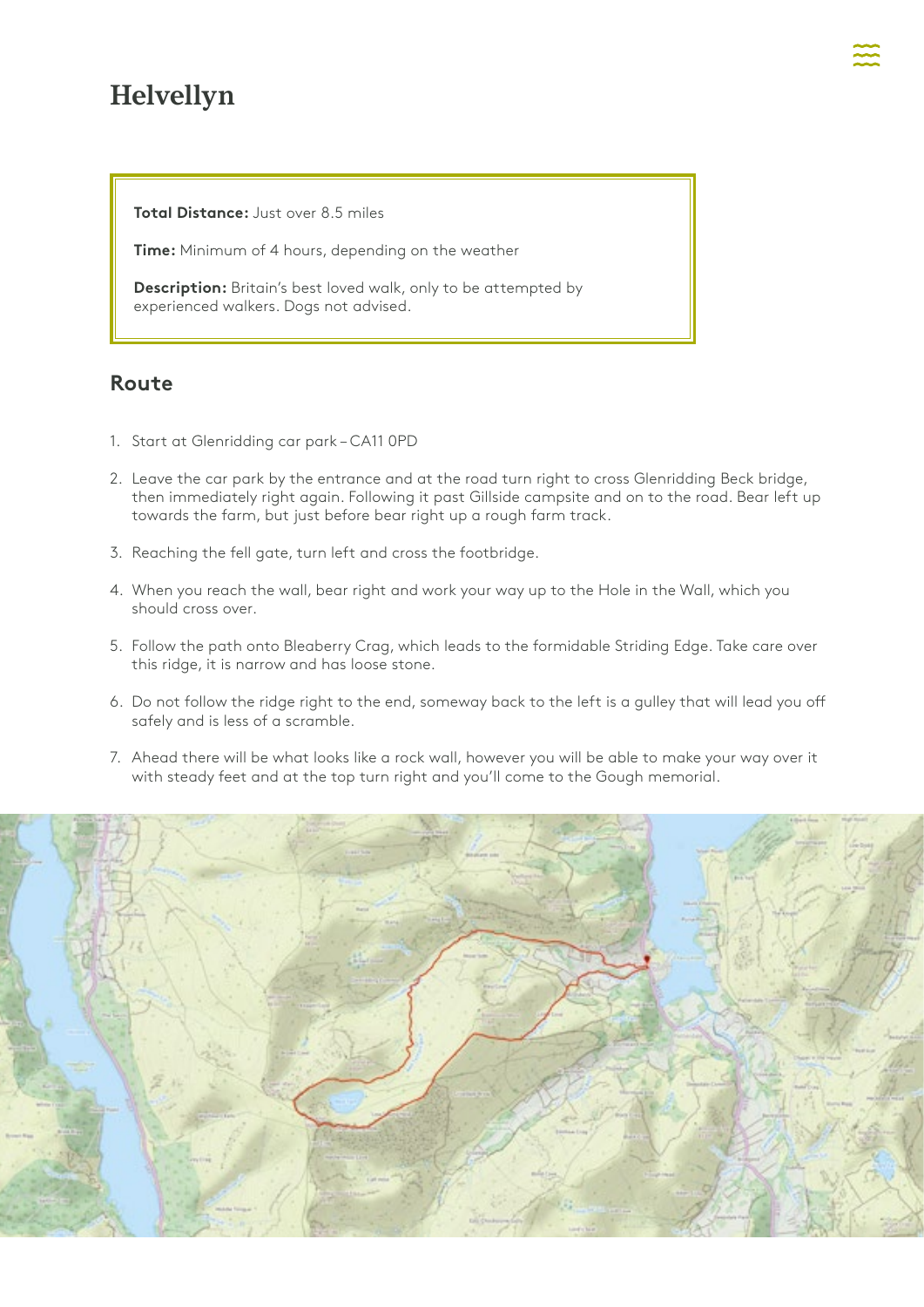# Helvellyn

**Total Distance:** Just over 8.5 miles

**Time:** Minimum of 4 hours, depending on the weather

**Description:** Britain's best loved walk, only to be attempted by experienced walkers. Dogs not advised.

## Route

1. Start at Glenridding car park – CA11 0PD
2. Leave the car park by the entrance and at the road turn right to cross Glenridding Beck bridge, then immediately right again. Following it past Gillside campsite and on to the road. Bear left up towards the farm, but just before bear right up a rough farm track.
3. Reaching the fell gate, turn left and cross the footbridge.
4. When you reach the wall, bear right and work your way up to the Hole in the Wall, which you should cross over.
5. Follow the path onto Bleaberry Crag, which leads to the formidable Striding Edge. Take care over this ridge, it is narrow and has loose stone.
6. Do not follow the ridge right to the end, someway back to the left is a gulley that will lead you off safely and is less of a scramble.
7. Ahead there will be what looks like a rock wall, however you will be able to make your way over it with steady feet and at the top turn right and you'll come to the Gough memorial.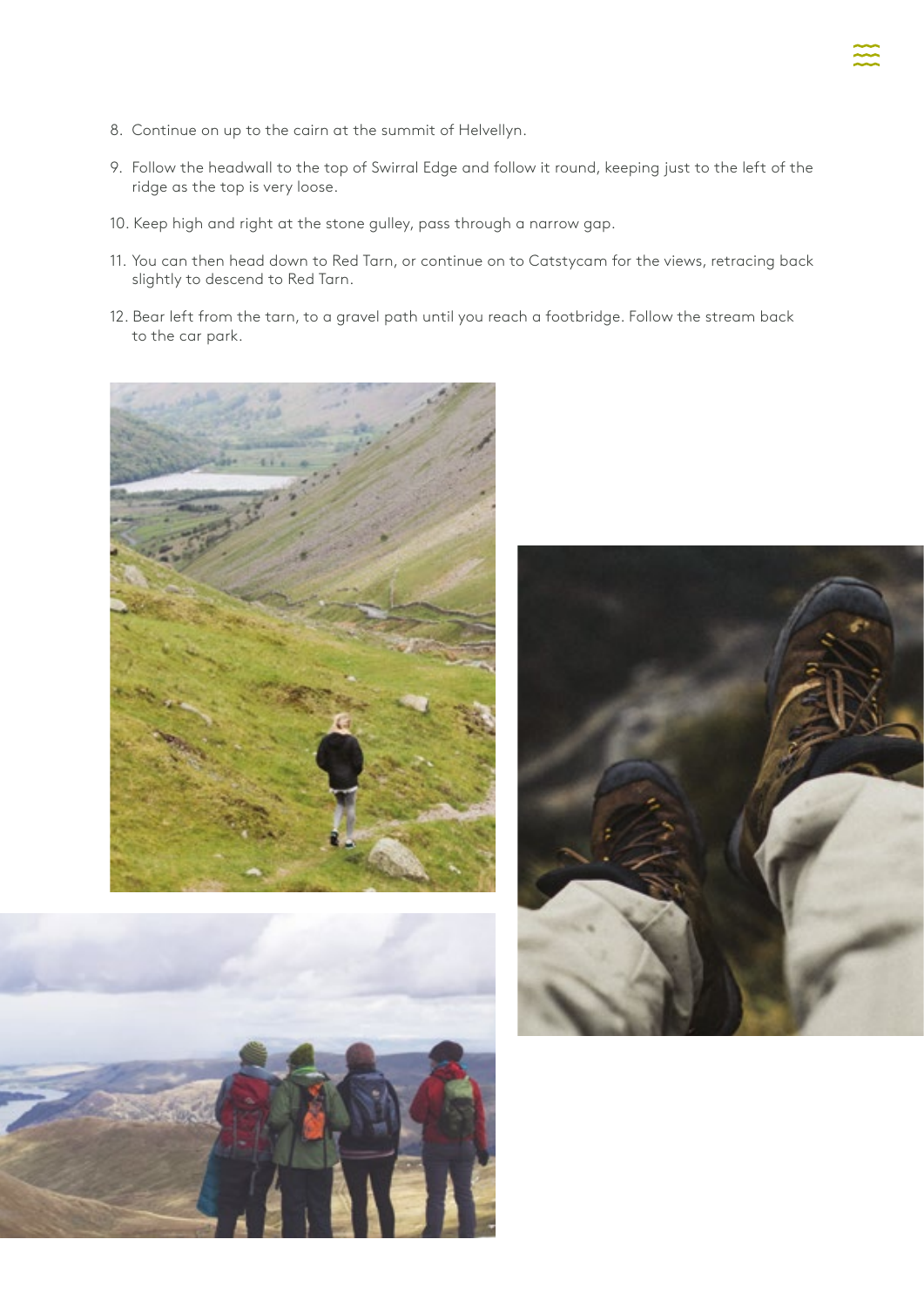8. Continue on up to the cairn at the summit of Helvellyn.

9. Follow the headwall to the top of Swirral Edge and follow it round, keeping just to the left of the ridge as the top is very loose.

10. Keep high and right at the stone gulley, pass through a narrow gap.

11. You can then head down to Red Tarn, or continue on to Catstycam for the views, retracing back slightly to descend to Red Tarn.

12. Bear left from the tarn, to a gravel path until you reach a footbridge. Follow the stream back to the car park.